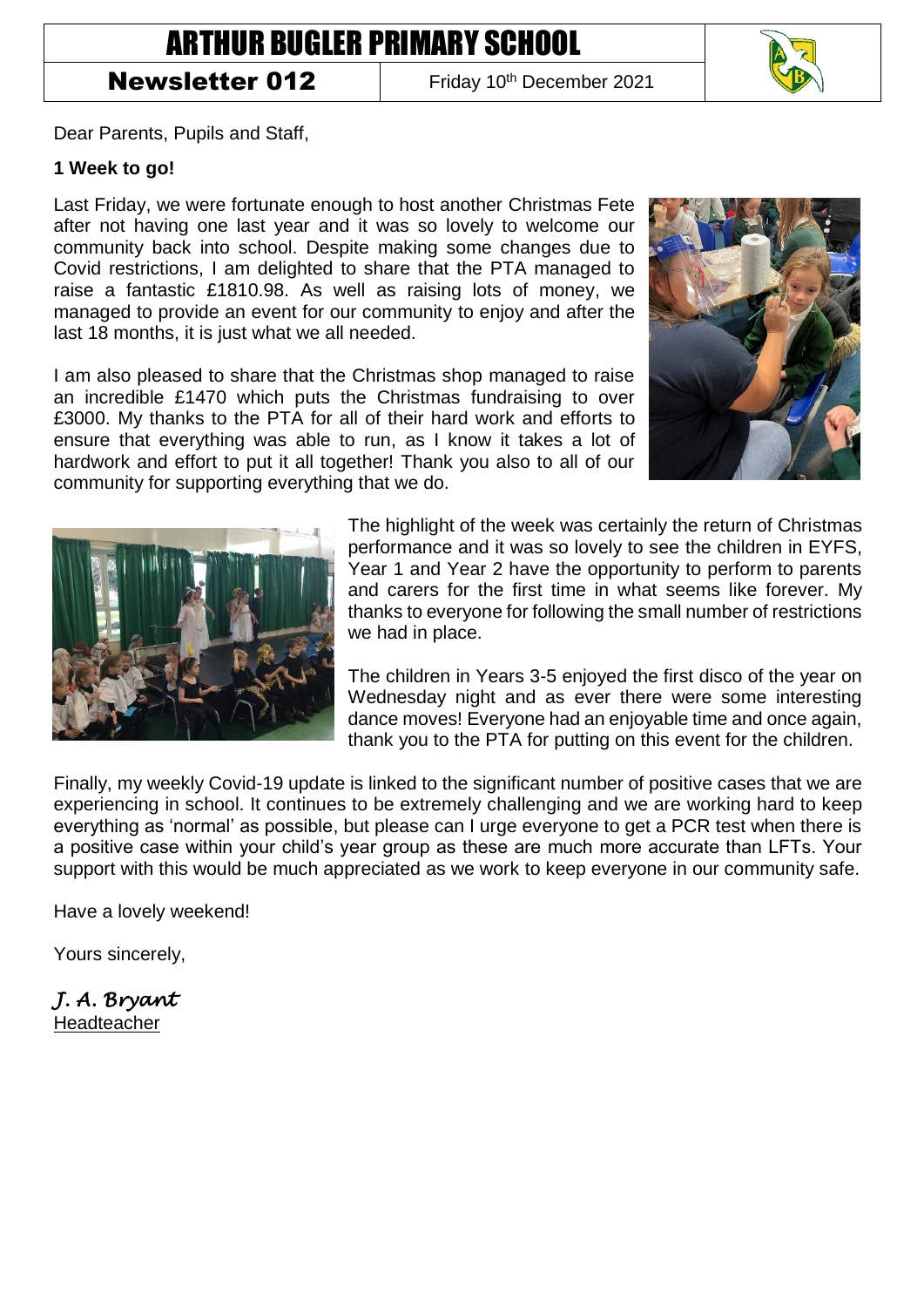# ARTHUR BUGLER PRIMARY SCHOOL

**Newsletter 012** | Friday 10th December 2021

Dear Parents, Pupils and Staff,

**1 Week to go!**

Last Friday, we were fortunate enough to host another Christmas Fete after not having one last year and it was so lovely to welcome our community back into school. Despite making some changes due to Covid restrictions, I am delighted to share that the PTA managed to raise a fantastic £1810.98. As well as raising lots of money, we managed to provide an event for our community to enjoy and after the last 18 months, it is just what we all needed.

I am also pleased to share that the Christmas shop managed to raise an incredible £1470 which puts the Christmas fundraising to over £3000. My thanks to the PTA for all of their hard work and efforts to ensure that everything was able to run, as I know it takes a lot of hardwork and effort to put it all together! Thank you also to all of our community for supporting everything that we do.

The highlight of the week was certainly the return of Christmas performance and it was so lovely to see the children in EYFS, Year 1 and Year 2 have the opportunity to perform to parents and carers for the first time in what seems like forever. My thanks to everyone for following the small number of restrictions we had in place.

The children in Years 3-5 enjoyed the first disco of the year on Wednesday night and as ever there were some interesting dance moves! Everyone had an enjoyable time and once again, thank you to the PTA for putting on this event for the children.

Finally, my weekly Covid-19 update is linked to the significant number of positive cases that we are experiencing in school. It continues to be extremely challenging and we are working hard to keep everything as 'normal' as possible, but please can I urge everyone to get a PCR test when there is a positive case within your child's year group as these are much more accurate than LFTs. Your support with this would be much appreciated as we work to keep everyone in our community safe.

Have a lovely weekend!

Yours sincerely,

*J. A. Bryant*
Headteacher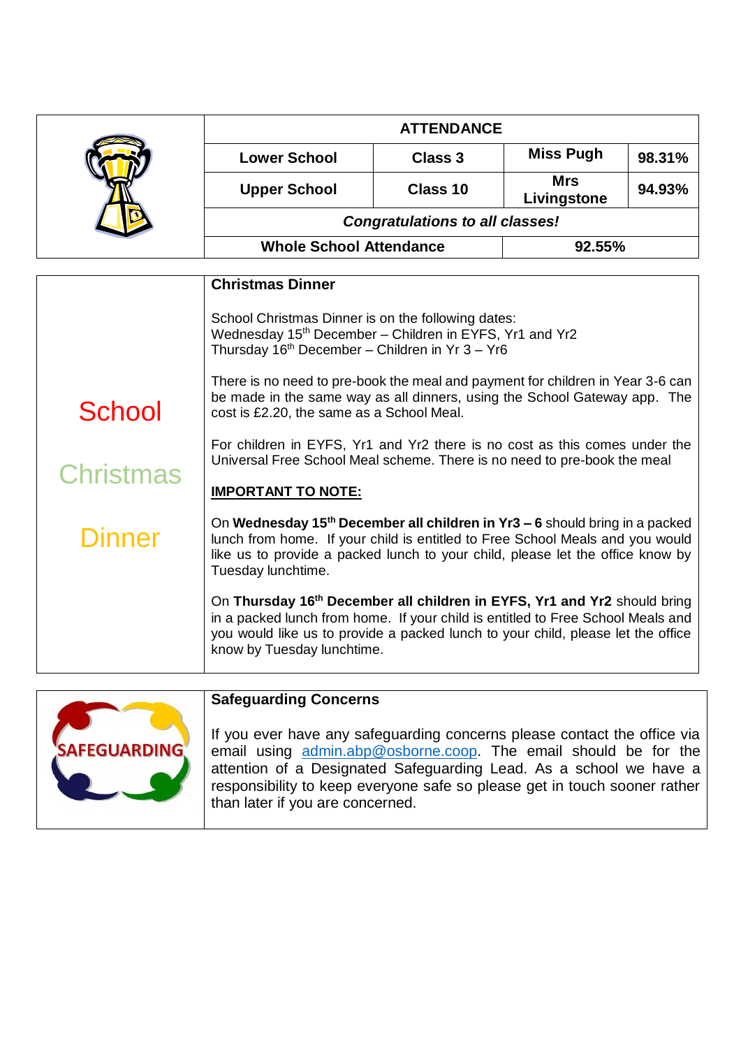## ATTENDANCE

| | | | |
|---|---|---|---|
| **Lower School** | **Class 3** | **Miss Pugh** | **98.31%** |
| **Upper School** | **Class 10** | **Mrs Livingstone** | **94.93%** |

***Congratulations to all classes!***

| | |
|---|---|
| **Whole School Attendance** | **92.55%** |

School Christmas Dinner

### Christmas Dinner

School Christmas Dinner is on the following dates:
Wednesday 15th December – Children in EYFS, Yr1 and Yr2
Thursday 16th December – Children in Yr 3 – Yr6

There is no need to pre-book the meal and payment for children in Year 3-6 can be made in the same way as all dinners, using the School Gateway app. The cost is £2.20, the same as a School Meal.

For children in EYFS, Yr1 and Yr2 there is no cost as this comes under the Universal Free School Meal scheme. There is no need to pre-book the meal

**IMPORTANT TO NOTE:**

On **Wednesday 15th December all children in Yr3 – 6** should bring in a packed lunch from home. If your child is entitled to Free School Meals and you would like us to provide a packed lunch to your child, please let the office know by Tuesday lunchtime.

On **Thursday 16th December all children in EYFS, Yr1 and Yr2** should bring in a packed lunch from home. If your child is entitled to Free School Meals and you would like us to provide a packed lunch to your child, please let the office know by Tuesday lunchtime.

### Safeguarding Concerns

If you ever have any safeguarding concerns please contact the office via email using admin.abp@osborne.coop. The email should be for the attention of a Designated Safeguarding Lead. As a school we have a responsibility to keep everyone safe so please get in touch sooner rather than later if you are concerned.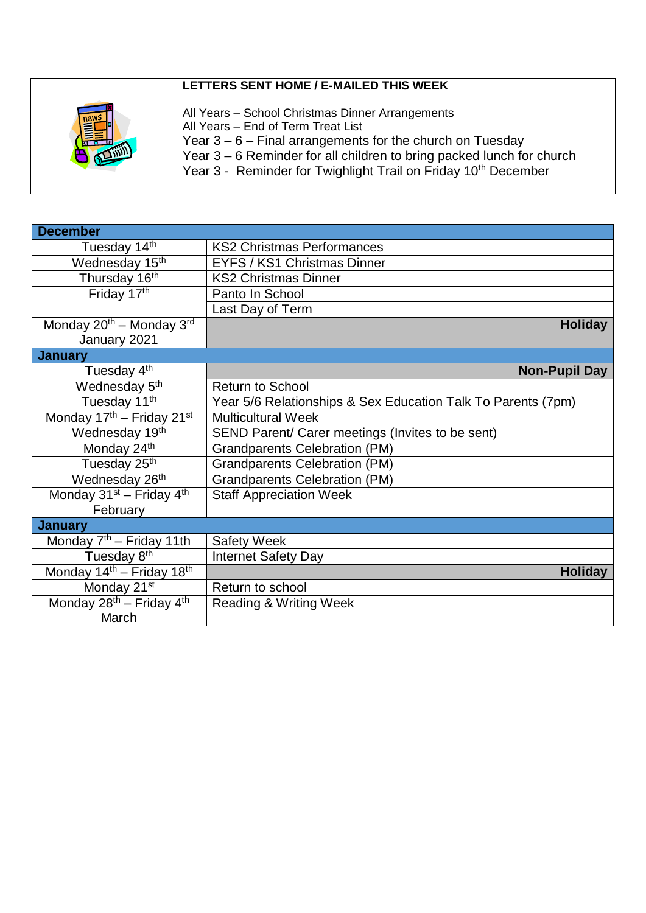| | |
|---|---|
| | **LETTERS SENT HOME / E-MAILED THIS WEEK**<br><br>All Years – School Christmas Dinner Arrangements<br>All Years – End of Term Treat List<br>Year 3 – 6 – Final arrangements for the church on Tuesday<br>Year 3 – 6 Reminder for all children to bring packed lunch for church<br>Year 3 - Reminder for Twighlight Trail on Friday 10th December |

| **December** | |
|---|---|
| Tuesday 14th | KS2 Christmas Performances |
| Wednesday 15th | EYFS / KS1 Christmas Dinner |
| Thursday 16th | KS2 Christmas Dinner |
| Friday 17th | Panto In School |
| | Last Day of Term |
| Monday 20th – Monday 3rd January 2021 | **Holiday** |
| **January** | |
| Tuesday 4th | **Non-Pupil Day** |
| Wednesday 5th | Return to School |
| Tuesday 11th | Year 5/6 Relationships & Sex Education Talk To Parents (7pm) |
| Monday 17th – Friday 21st | Multicultural Week |
| Wednesday 19th | SEND Parent/ Carer meetings (Invites to be sent) |
| Monday 24th | Grandparents Celebration (PM) |
| Tuesday 25th | Grandparents Celebration (PM) |
| Wednesday 26th | Grandparents Celebration (PM) |
| Monday 31st – Friday 4th February | Staff Appreciation Week |
| **January** | |
| Monday 7th – Friday 11th | Safety Week |
| Tuesday 8th | Internet Safety Day |
| Monday 14th – Friday 18th | **Holiday** |
| Monday 21st | Return to school |
| Monday 28th – Friday 4th March | Reading & Writing Week |